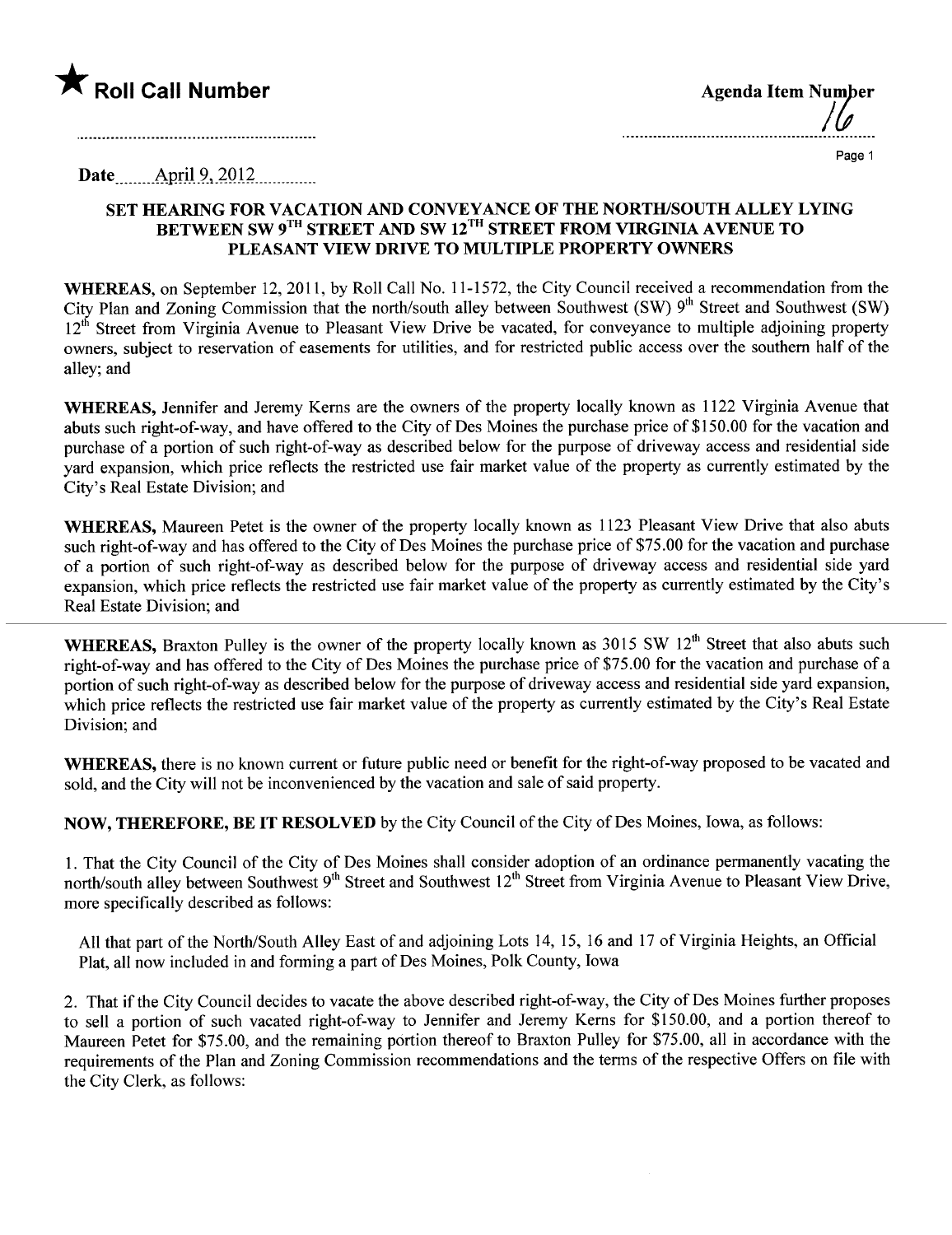★ **Roll Call Number**

**Agenda Item Number**
16

**Date** April 9, 2012

### SET HEARING FOR VACATION AND CONVEYANCE OF THE NORTH/SOUTH ALLEY LYING BETWEEN SW 9TH STREET AND SW 12TH STREET FROM VIRGINIA AVENUE TO PLEASANT VIEW DRIVE TO MULTIPLE PROPERTY OWNERS

**WHEREAS,** on September 12, 2011, by Roll Call No. 11-1572, the City Council received a recommendation from the City Plan and Zoning Commission that the north/south alley between Southwest (SW) 9th Street and Southwest (SW) 12th Street from Virginia Avenue to Pleasant View Drive be vacated, for conveyance to multiple adjoining property owners, subject to reservation of easements for utilities, and for restricted public access over the southern half of the alley; and

**WHEREAS,** Jennifer and Jeremy Kerns are the owners of the property locally known as 1122 Virginia Avenue that abuts such right-of-way, and have offered to the City of Des Moines the purchase price of $150.00 for the vacation and purchase of a portion of such right-of-way as described below for the purpose of driveway access and residential side yard expansion, which price reflects the restricted use fair market value of the property as currently estimated by the City's Real Estate Division; and

**WHEREAS,** Maureen Petet is the owner of the property locally known as 1123 Pleasant View Drive that also abuts such right-of-way and has offered to the City of Des Moines the purchase price of $75.00 for the vacation and purchase of a portion of such right-of-way as described below for the purpose of driveway access and residential side yard expansion, which price reflects the restricted use fair market value of the property as currently estimated by the City's Real Estate Division; and

**WHEREAS,** Braxton Pulley is the owner of the property locally known as 3015 SW 12th Street that also abuts such right-of-way and has offered to the City of Des Moines the purchase price of $75.00 for the vacation and purchase of a portion of such right-of-way as described below for the purpose of driveway access and residential side yard expansion, which price reflects the restricted use fair market value of the property as currently estimated by the City's Real Estate Division; and

**WHEREAS,** there is no known current or future public need or benefit for the right-of-way proposed to be vacated and sold, and the City will not be inconvenienced by the vacation and sale of said property.

**NOW, THEREFORE, BE IT RESOLVED** by the City Council of the City of Des Moines, Iowa, as follows:

1. That the City Council of the City of Des Moines shall consider adoption of an ordinance permanently vacating the north/south alley between Southwest 9th Street and Southwest 12th Street from Virginia Avenue to Pleasant View Drive, more specifically described as follows:

   All that part of the North/South Alley East of and adjoining Lots 14, 15, 16 and 17 of Virginia Heights, an Official Plat, all now included in and forming a part of Des Moines, Polk County, Iowa

2. That if the City Council decides to vacate the above described right-of-way, the City of Des Moines further proposes to sell a portion of such vacated right-of-way to Jennifer and Jeremy Kerns for $150.00, and a portion thereof to Maureen Petet for $75.00, and the remaining portion thereof to Braxton Pulley for $75.00, all in accordance with the requirements of the Plan and Zoning Commission recommendations and the terms of the respective Offers on file with the City Clerk, as follows: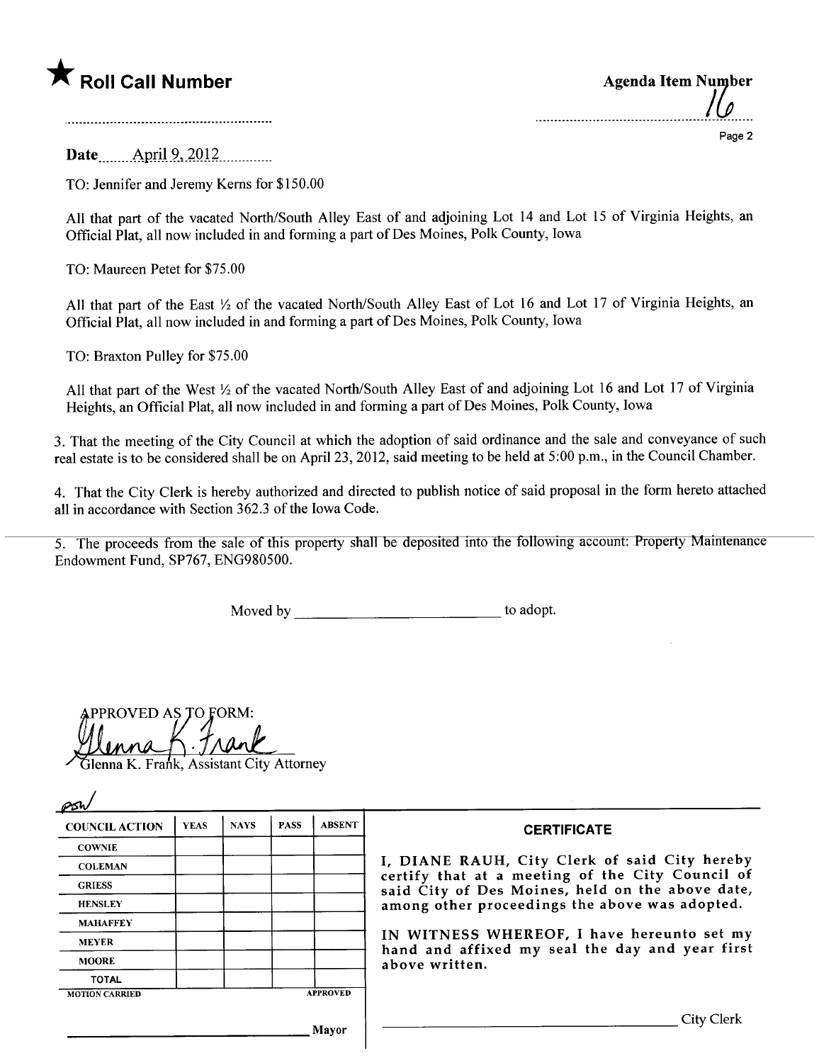★ **Roll Call Number**

**Agenda Item Number**

16

**Date** April 9, 2012

TO: Jennifer and Jeremy Kerns for $150.00

All that part of the vacated North/South Alley East of and adjoining Lot 14 and Lot 15 of Virginia Heights, an Official Plat, all now included in and forming a part of Des Moines, Polk County, Iowa

TO: Maureen Petet for $75.00

All that part of the East ½ of the vacated North/South Alley East of Lot 16 and Lot 17 of Virginia Heights, an Official Plat, all now included in and forming a part of Des Moines, Polk County, Iowa

TO: Braxton Pulley for $75.00

All that part of the West ½ of the vacated North/South Alley East of and adjoining Lot 16 and Lot 17 of Virginia Heights, an Official Plat, all now included in and forming a part of Des Moines, Polk County, Iowa

3. That the meeting of the City Council at which the adoption of said ordinance and the sale and conveyance of such real estate is to be considered shall be on April 23, 2012, said meeting to be held at 5:00 p.m., in the Council Chamber.

4. That the City Clerk is hereby authorized and directed to publish notice of said proposal in the form hereto attached all in accordance with Section 362.3 of the Iowa Code.

5. The proceeds from the sale of this property shall be deposited into the following account: Property Maintenance Endowment Fund, SP767, ENG980500.

Moved by ______________________ to adopt.

APPROVED AS TO FORM:

Glenna K. Frank, Assistant City Attorney

psw

| COUNCIL ACTION | YEAS | NAYS | PASS | ABSENT |
|---|---|---|---|---|
| COWNIE | | | | |
| COLEMAN | | | | |
| GRIESS | | | | |
| HENSLEY | | | | |
| MAHAFFEY | | | | |
| MEYER | | | | |
| MOORE | | | | |
| TOTAL | | | | |
| MOTION CARRIED | | | | APPROVED |

______________________ Mayor

**CERTIFICATE**

I, DIANE RAUH, City Clerk of said City hereby certify that at a meeting of the City Council of said City of Des Moines, held on the above date, among other proceedings the above was adopted.

IN WITNESS WHEREOF, I have hereunto set my hand and affixed my seal the day and year first above written.

______________________ City Clerk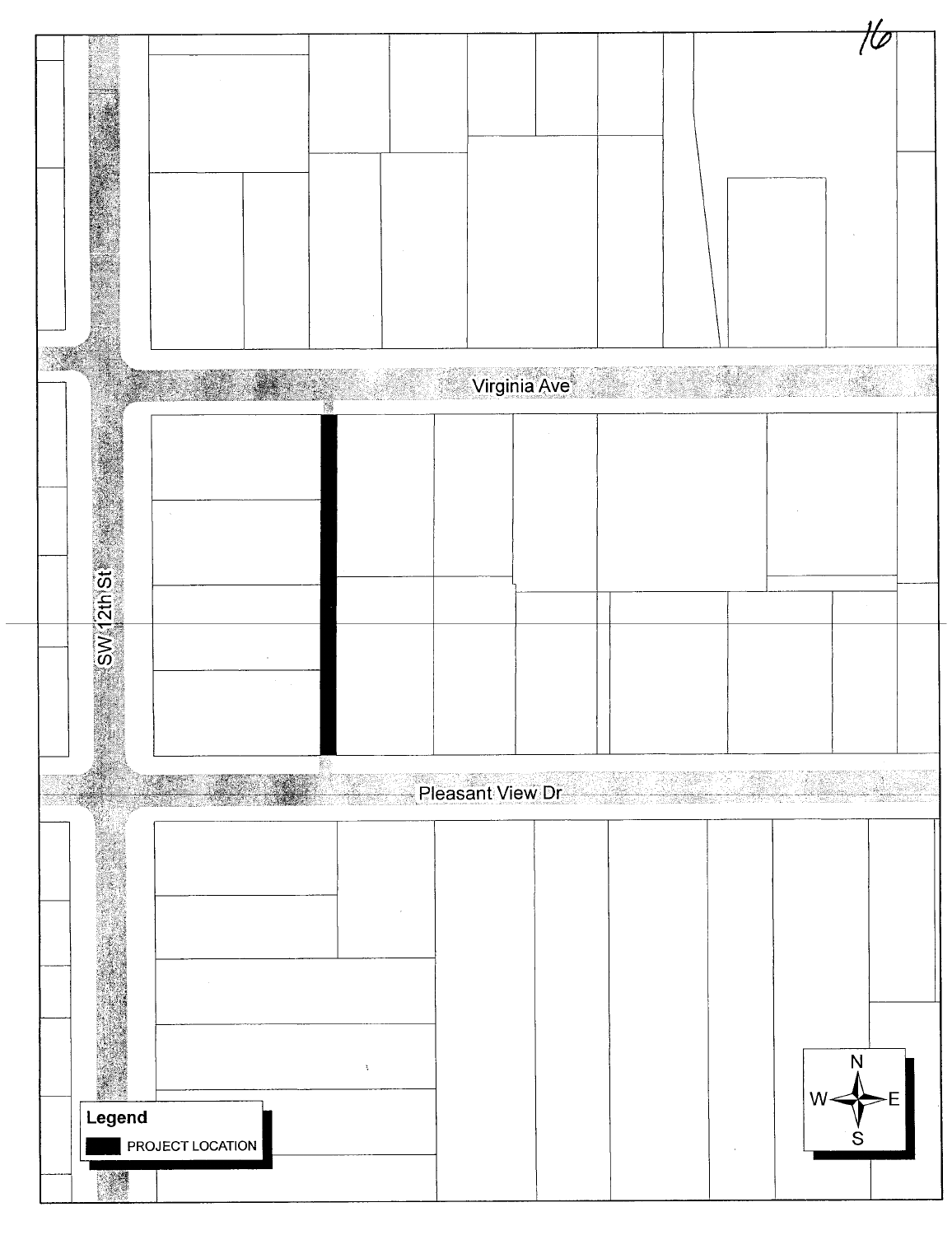16

Virginia Ave

SW 12th St

Pleasant View Dr

Legend

PROJECT LOCATION

N

W

E

S